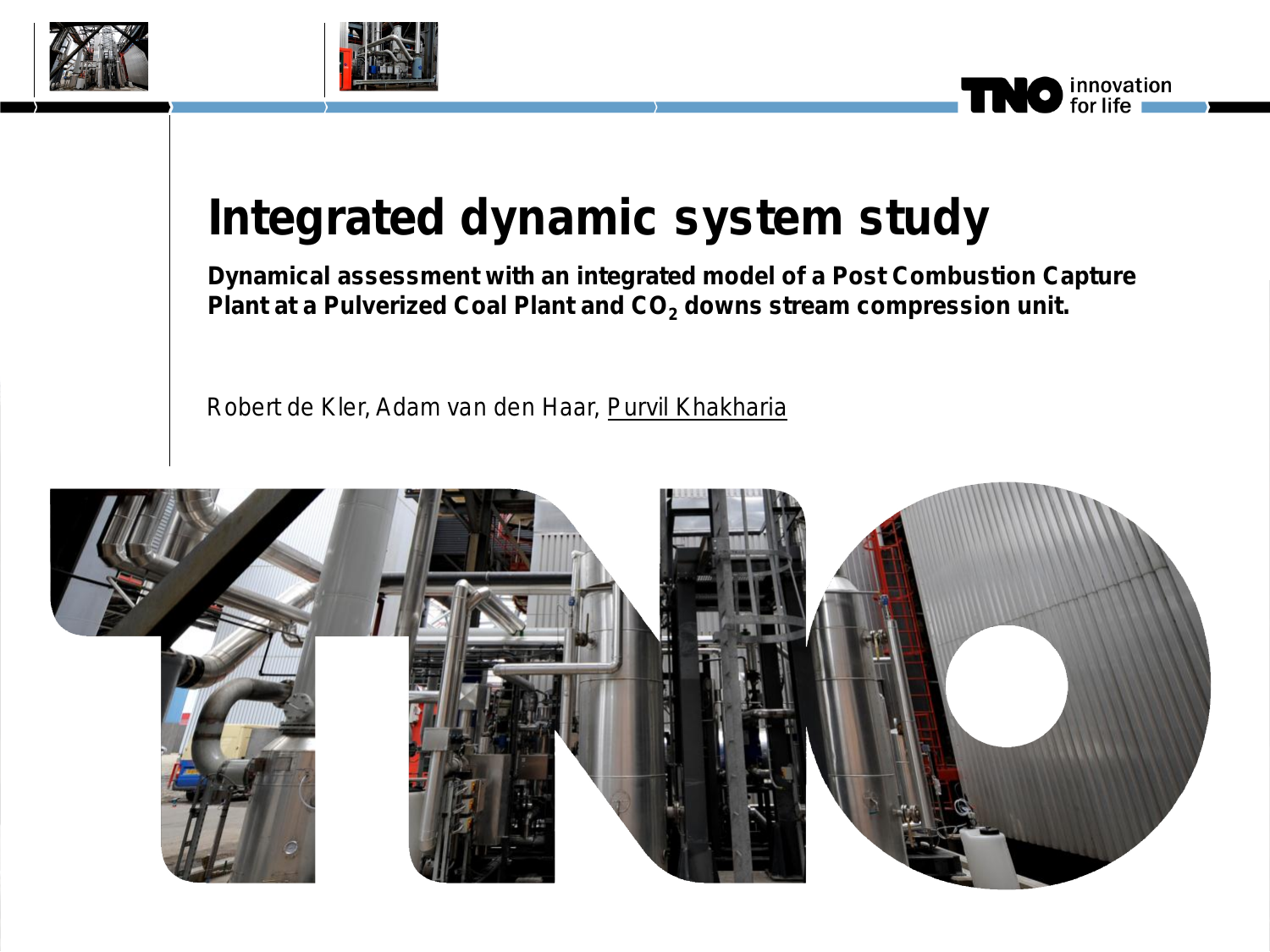# Integrated dynamic system study

**Dynamical assessment with an integrated model of a Post Combustion Capture Plant at a Pulverized Coal Plant and $CO_2$ downs stream compression unit.**

Robert de Kler, Adam van den Haar, Purvil Khakharia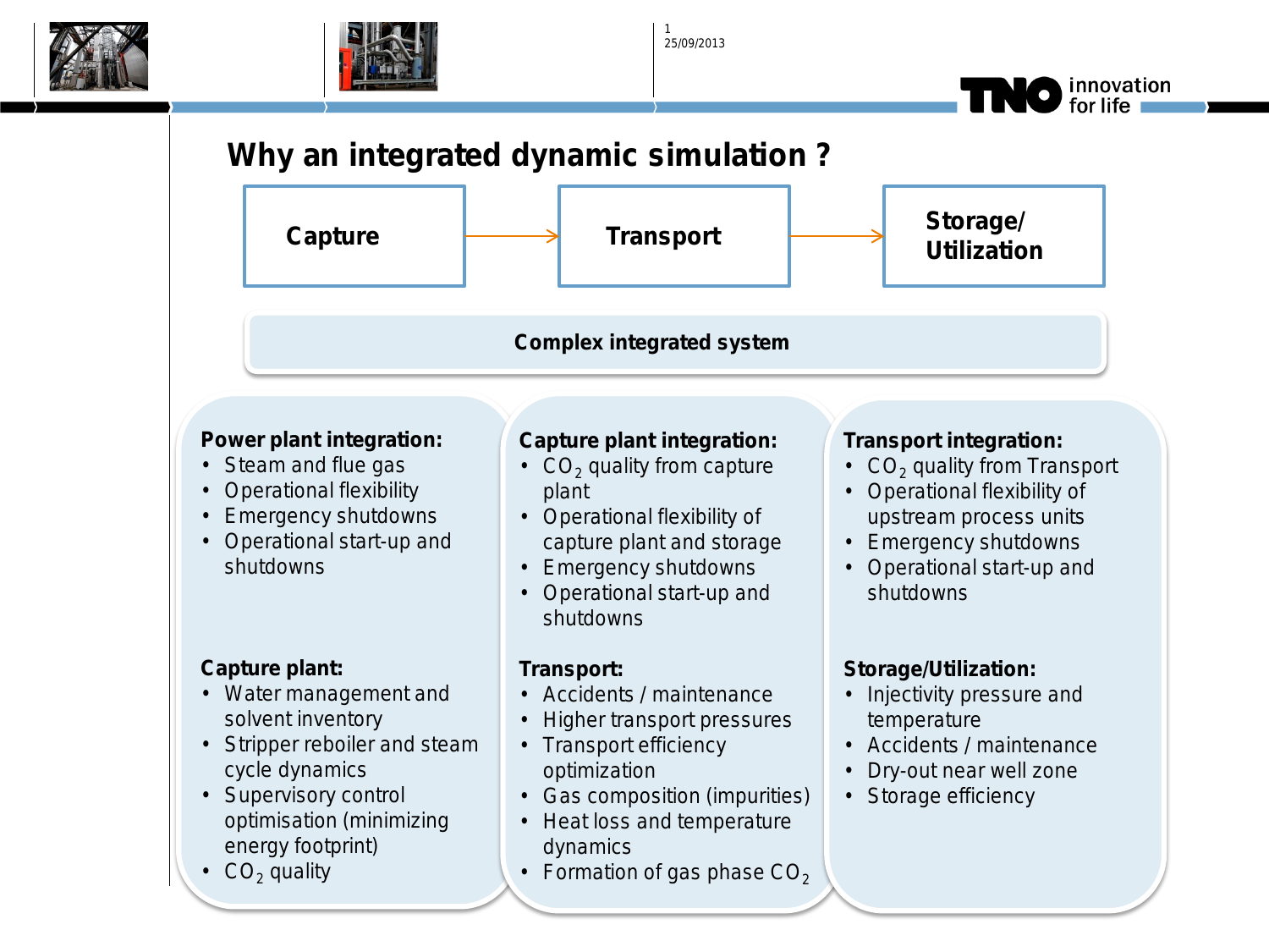# Why an integrated dynamic simulation ?

**Capture** → **Transport** → **Storage/ Utilization**

**Complex integrated system**

**Power plant integration:**

- Steam and flue gas
- Operational flexibility
- Emergency shutdowns
- Operational start-up and shutdowns

**Capture plant:**

- Water management and solvent inventory
- Stripper reboiler and steam cycle dynamics
- Supervisory control optimisation (minimizing energy footprint)
- $CO_2$ quality

**Capture plant integration:**

- $CO_2$ quality from capture plant
- Operational flexibility of capture plant and storage
- Emergency shutdowns
- Operational start-up and shutdowns

**Transport:**

- Accidents / maintenance
- Higher transport pressures
- Transport efficiency optimization
- Gas composition (impurities)
- Heat loss and temperature dynamics
- Formation of gas phase $CO_2$

**Transport integration:**

- $CO_2$ quality from Transport
- Operational flexibility of upstream process units
- Emergency shutdowns
- Operational start-up and shutdowns

**Storage/Utilization:**

- Injectivity pressure and temperature
- Accidents / maintenance
- Dry-out near well zone
- Storage efficiency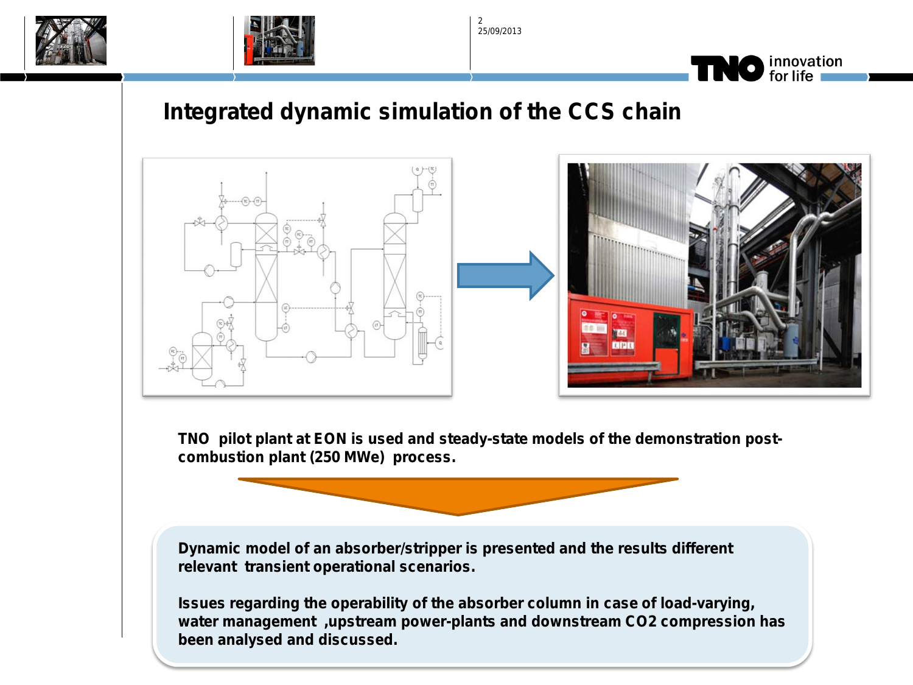# Integrated dynamic simulation of the CCS chain

**TNO pilot plant at EON is used and steady-state models of the demonstration post-combustion plant (250 MWe) process.**

**Dynamic model of an absorber/stripper is presented and the results different relevant transient operational scenarios.**

**Issues regarding the operability of the absorber column in case of load-varying, water management ,upstream power-plants and downstream CO2 compression has been analysed and discussed.**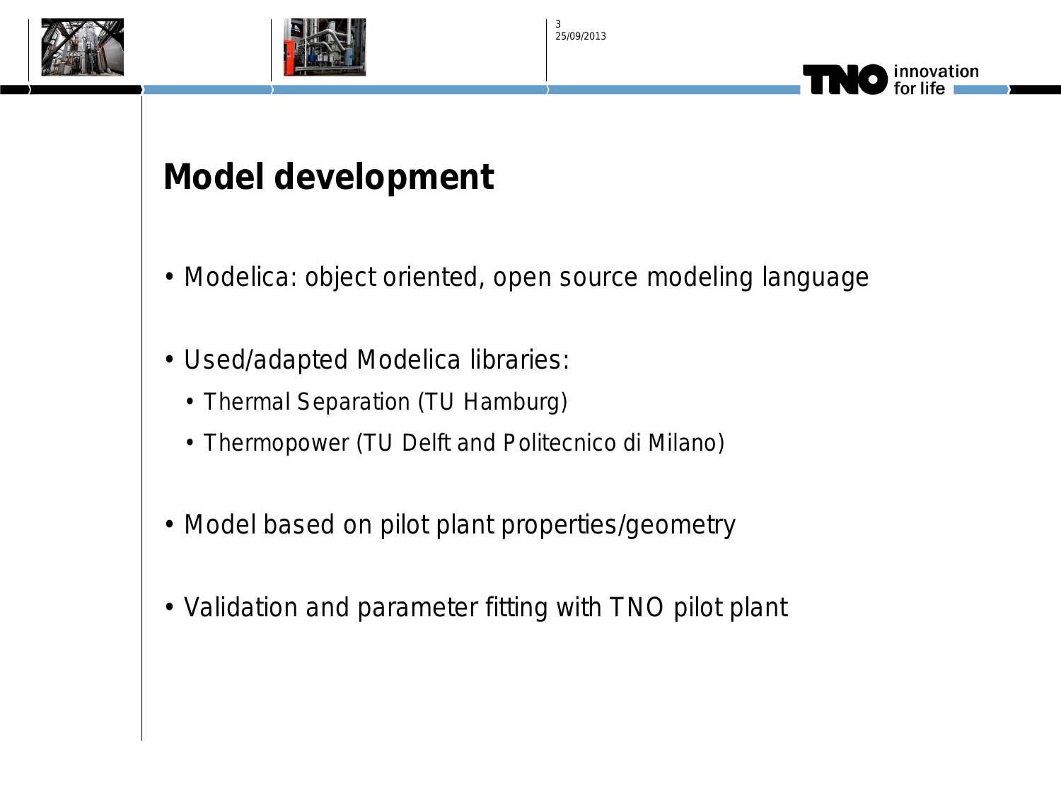# Model development

- Modelica: object oriented, open source modeling language
- Used/adapted Modelica libraries:
  - Thermal Separation (TU Hamburg)
  - Thermopower (TU Delft and Politecnico di Milano)
- Model based on pilot plant properties/geometry
- Validation and parameter fitting with TNO pilot plant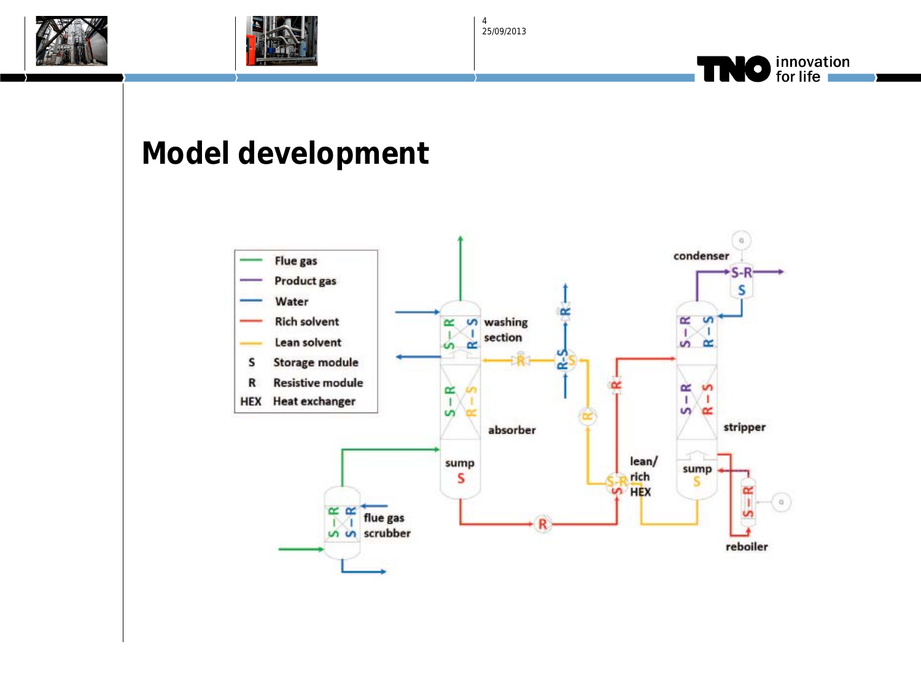# Model development

| | |
|---|---|
| — | Flue gas |
| — | Product gas |
| — | Water |
| — | Rich solvent |
| — | Lean solvent |
| S | Storage module |
| R | Resistive module |
| HEX | Heat exchanger |

washing section

absorber

sump

flue gas scrubber

lean/rich HEX

condenser

stripper

sump

reboiler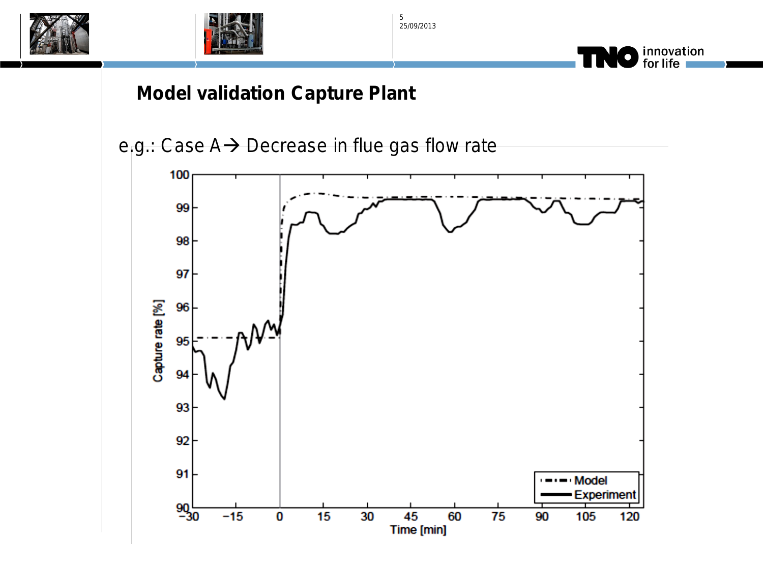## Model validation Capture Plant

e.g.: Case A → Decrease in flue gas flow rate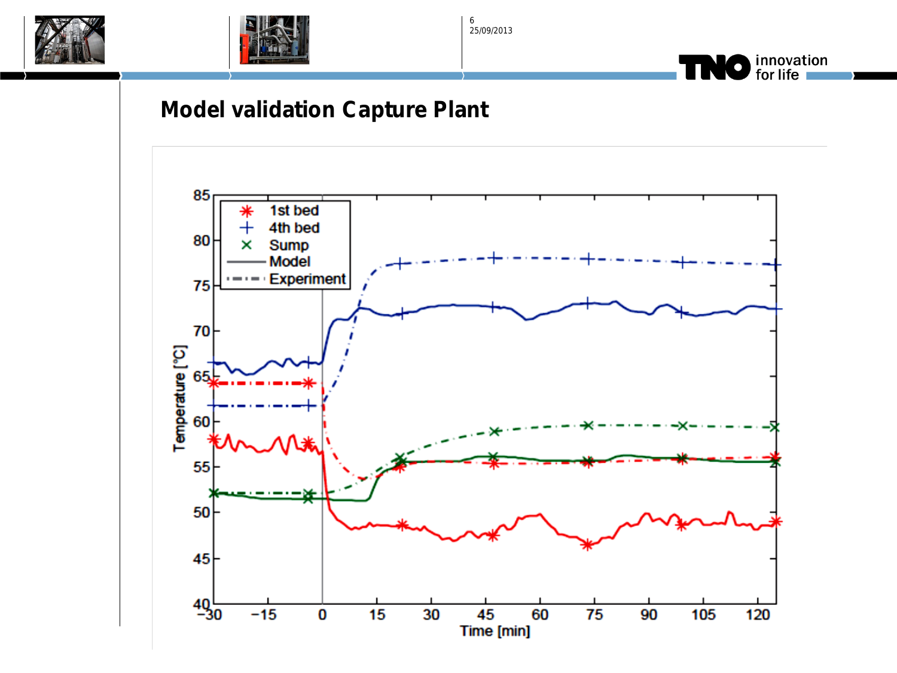# Model validation Capture Plant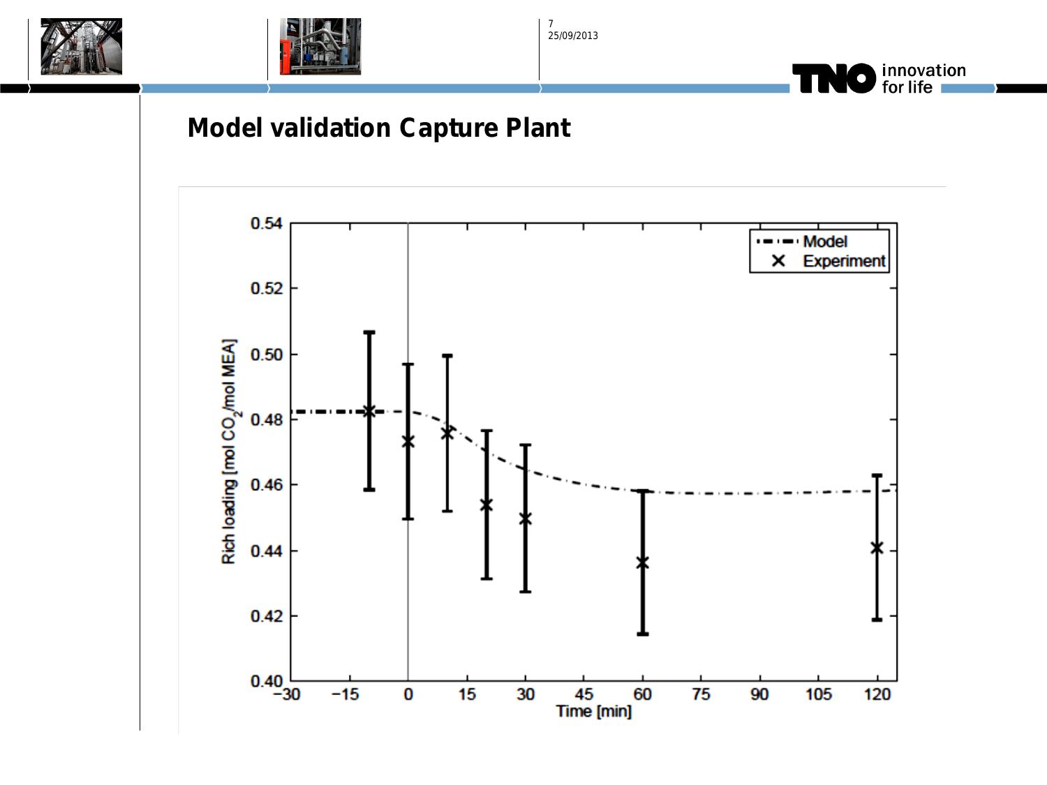# Model validation Capture Plant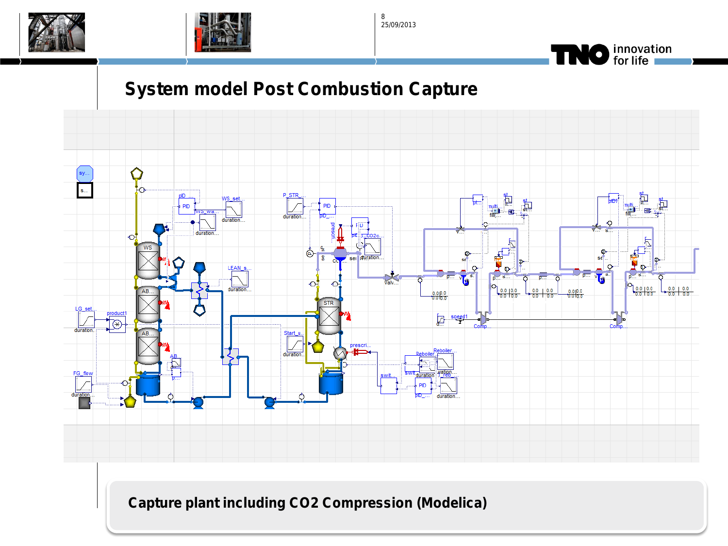# System model Post Combustion Capture

**Capture plant including CO2 Compression (Modelica)**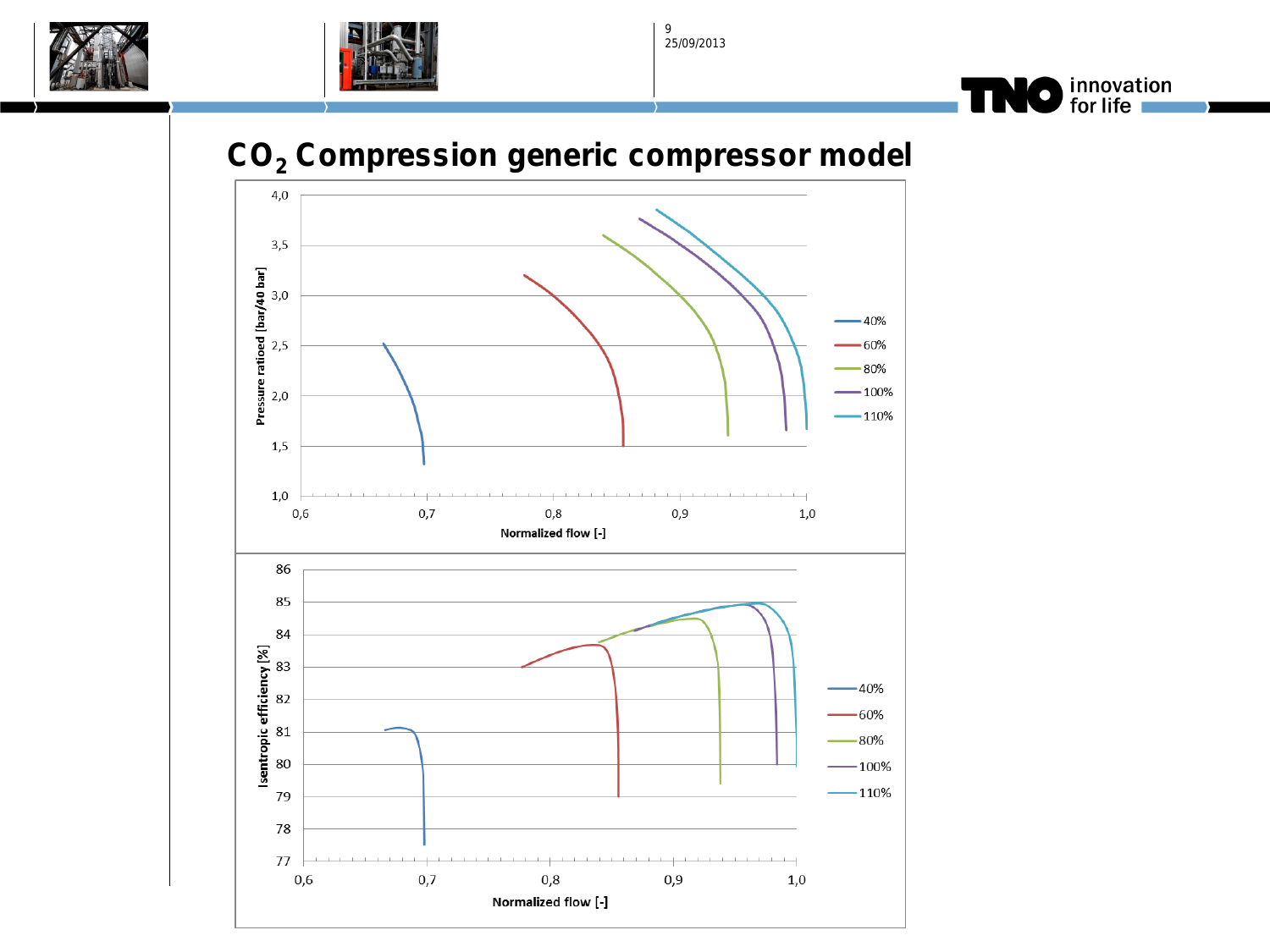# $CO_2$ Compression generic compressor model

Pressure ratioed [bar/40 bar] vs. Normalized flow [-]

Legend: 40%, 60%, 80%, 100%, 110%

Isentropic efficiency [%] vs. Normalized flow [-]

Legend: 40%, 60%, 80%, 100%, 110%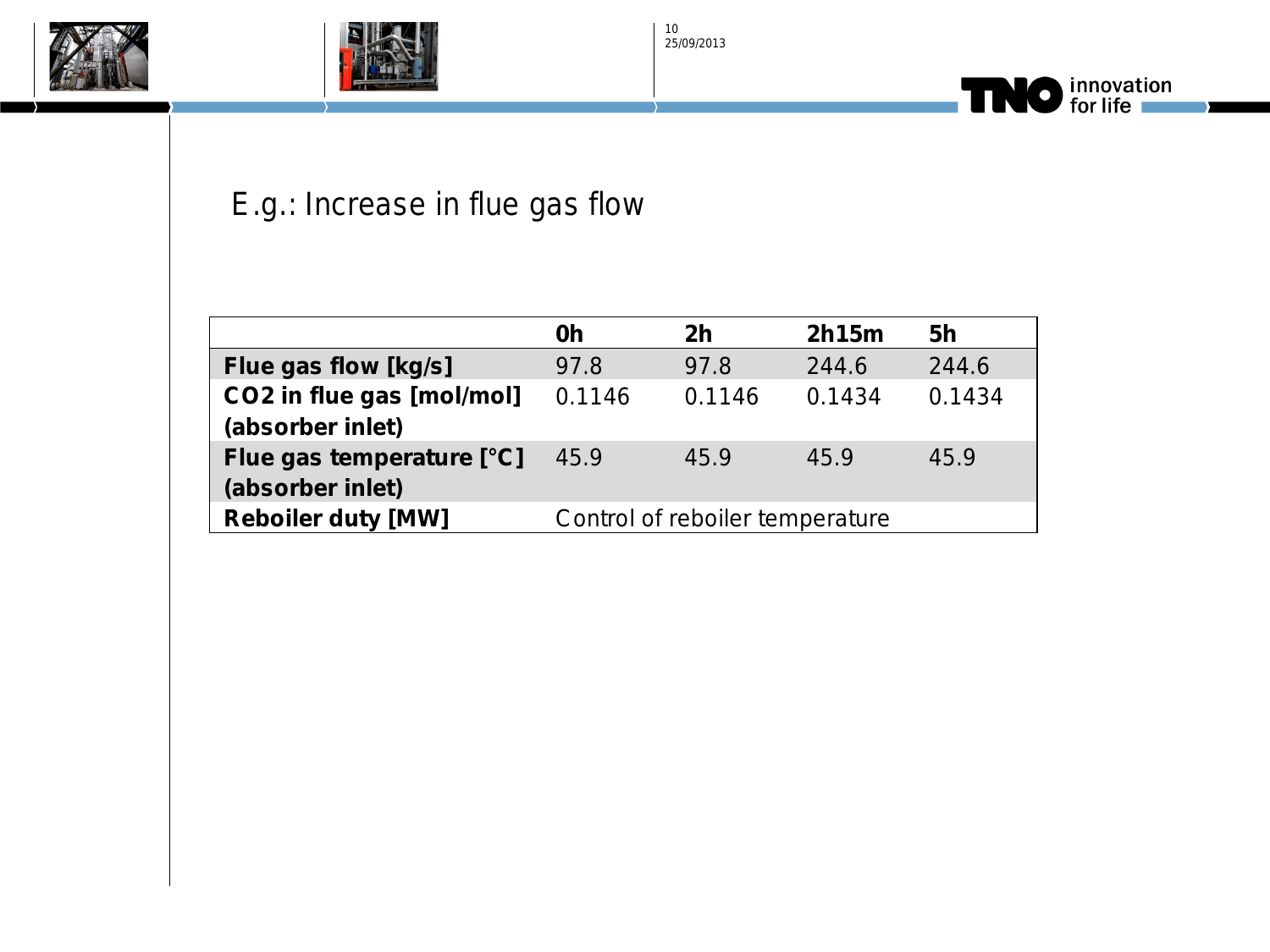# E.g.: Increase in flue gas flow

| | 0h | 2h | 2h15m | 5h |
|---|---|---|---|---|
| **Flue gas flow [kg/s]** | 97.8 | 97.8 | 244.6 | 244.6 |
| **CO2 in flue gas [mol/mol] (absorber inlet)** | 0.1146 | 0.1146 | 0.1434 | 0.1434 |
| **Flue gas temperature [°C] (absorber inlet)** | 45.9 | 45.9 | 45.9 | 45.9 |
| **Reboiler duty [MW]** | Control of reboiler temperature | | | |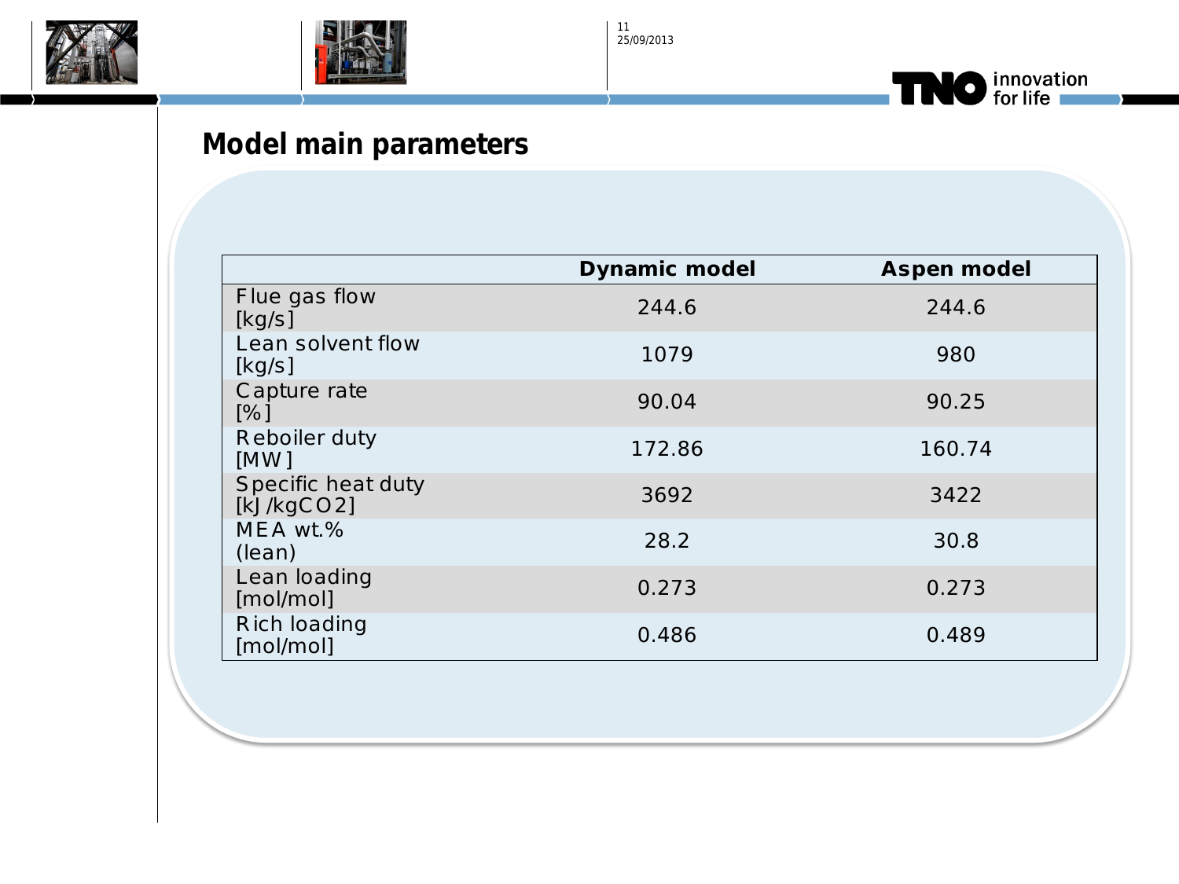## Model main parameters

| | Dynamic model | Aspen model |
|---|---|---|
| Flue gas flow [kg/s] | 244.6 | 244.6 |
| Lean solvent flow [kg/s] | 1079 | 980 |
| Capture rate [%] | 90.04 | 90.25 |
| Reboiler duty [MW] | 172.86 | 160.74 |
| Specific heat duty [kJ/kgCO2] | 3692 | 3422 |
| MEA wt.% (lean) | 28.2 | 30.8 |
| Lean loading [mol/mol] | 0.273 | 0.273 |
| Rich loading [mol/mol] | 0.486 | 0.489 |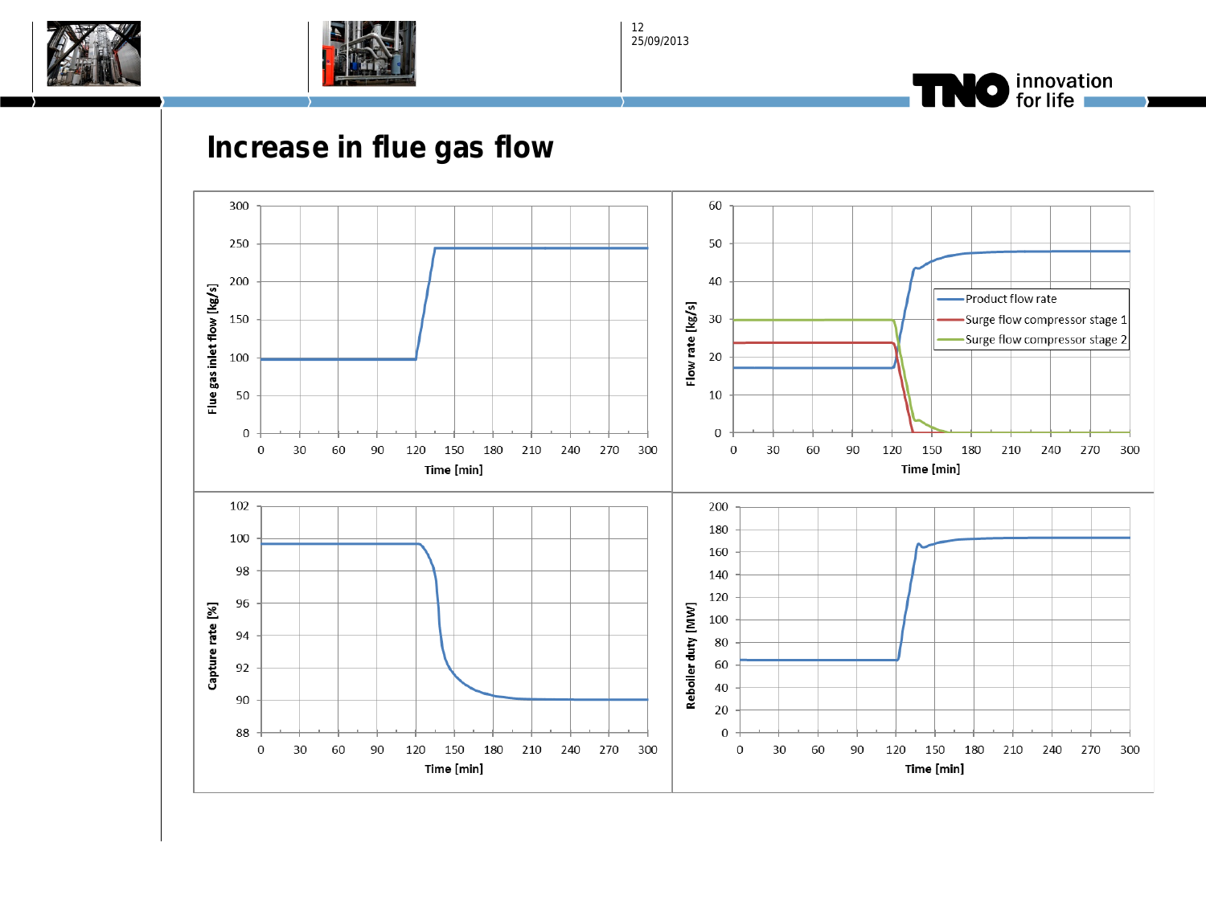# Increase in flue gas flow

Flue gas inlet flow [kg/s]

Time [min]

Flow rate [kg/s]

Product flow rate

Surge flow compressor stage 1

Surge flow compressor stage 2

Time [min]

Capture rate [%]

Time [min]

Reboiler duty [MW]

Time [min]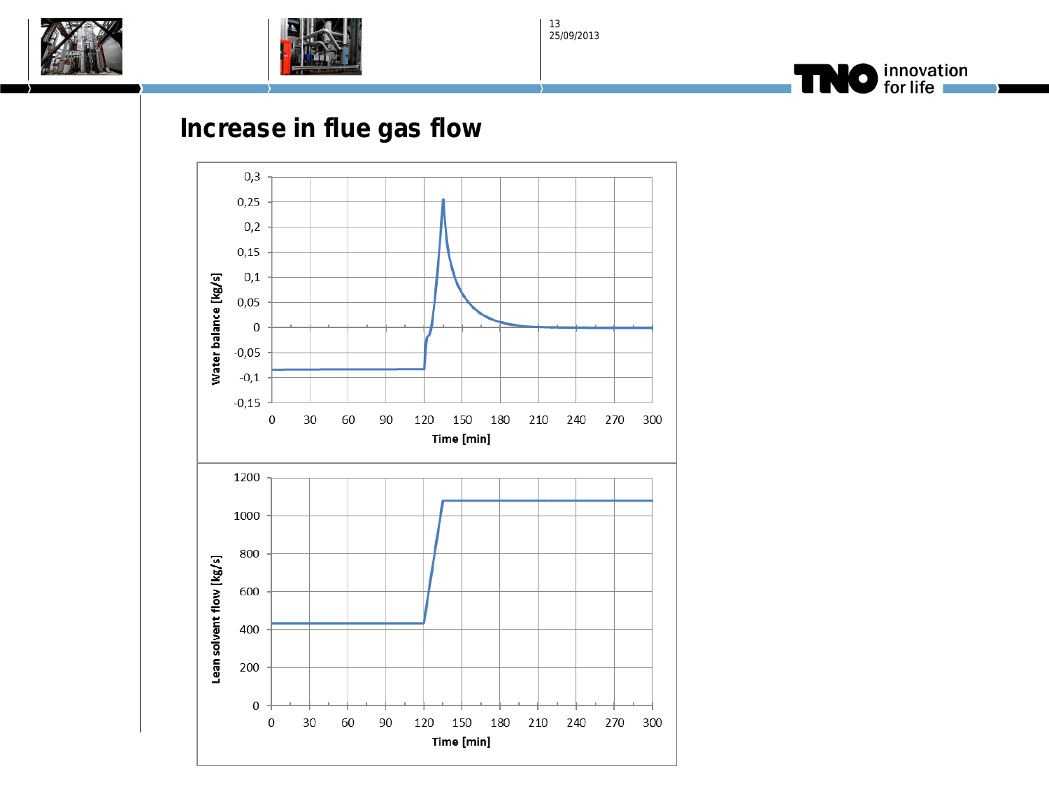# Increase in flue gas flow

Water balance [kg/s]

0,3
0,25
0,2
0,15
0,1
0,05
0
-0,05
-0,1
-0,15

0 30 60 90 120 150 180 210 240 270 300

Time [min]

Lean solvent flow [kg/s]

1200
1000
800
600
400
200
0

0 30 60 90 120 150 180 210 240 270 300

Time [min]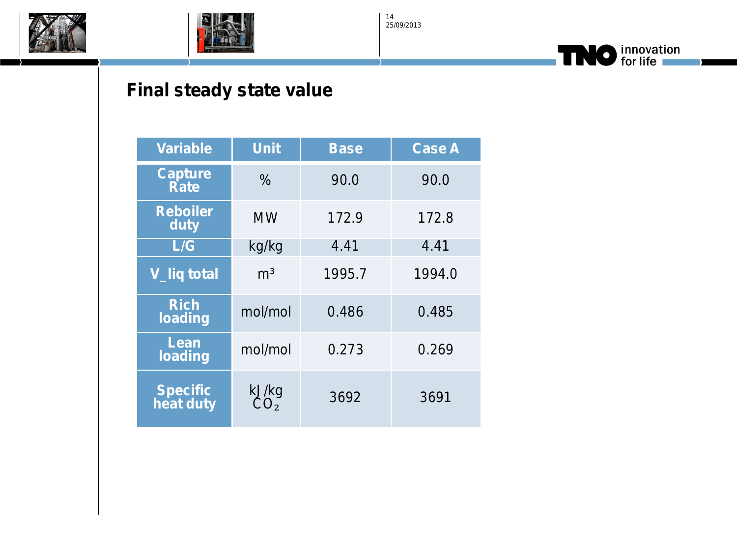# Final steady state value

| Variable | Unit | Base | Case A |
|---|---|---|---|
| Capture Rate | % | 90.0 | 90.0 |
| Reboiler duty | MW | 172.9 | 172.8 |
| L/G | kg/kg | 4.41 | 4.41 |
| V_liq total | $m^3$ | 1995.7 | 1994.0 |
| Rich loading | mol/mol | 0.486 | 0.485 |
| Lean loading | mol/mol | 0.273 | 0.269 |
| Specific heat duty | kJ /kg $CO_2$ | 3692 | 3691 |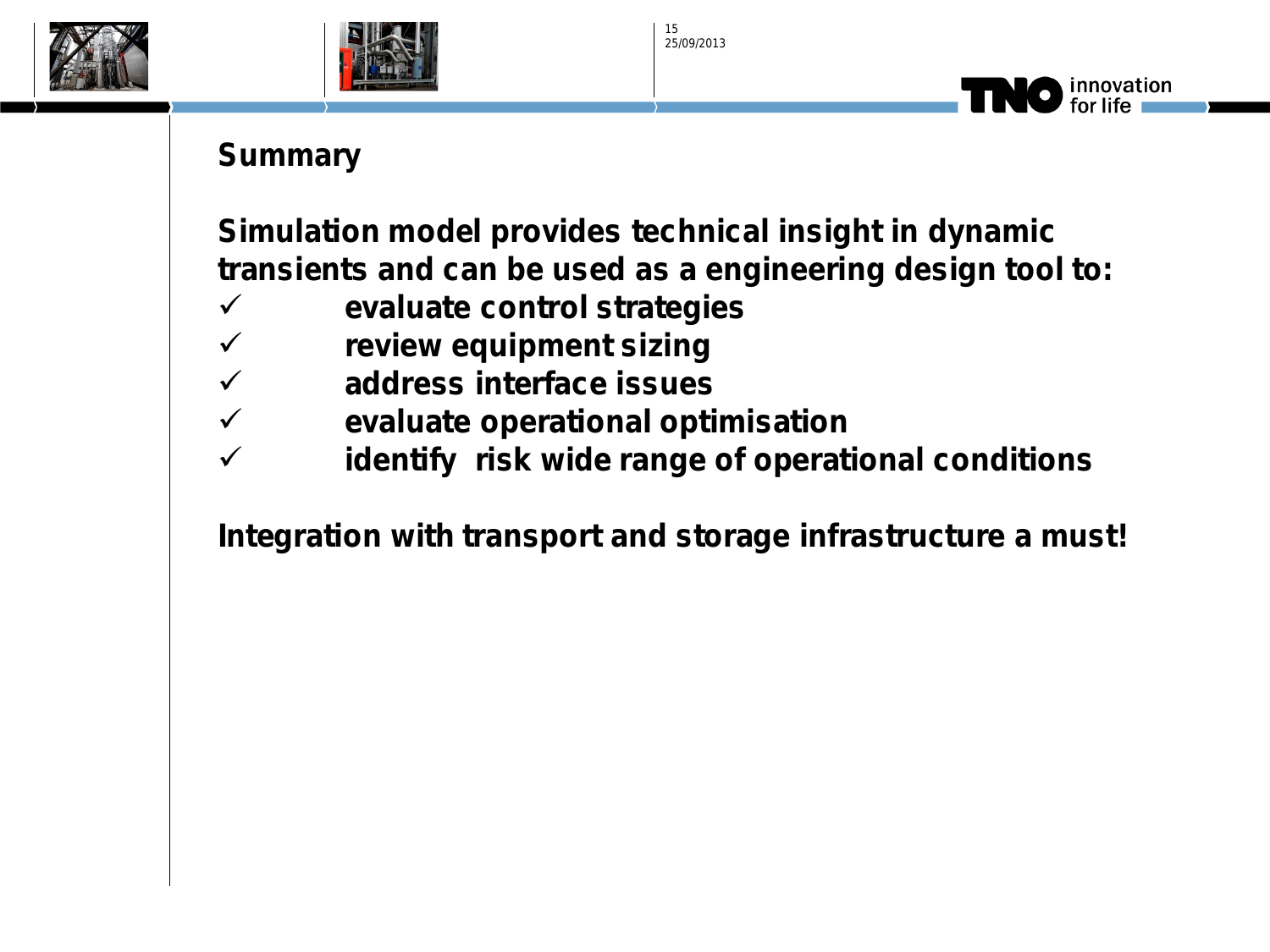## Summary

**Simulation model provides technical insight in dynamic transients and can be used as a engineering design tool to:**

- ✓ **evaluate control strategies**
- ✓ **review equipment sizing**
- ✓ **address interface issues**
- ✓ **evaluate operational optimisation**
- ✓ **identify risk wide range of operational conditions**

**Integration with transport and storage infrastructure a must!**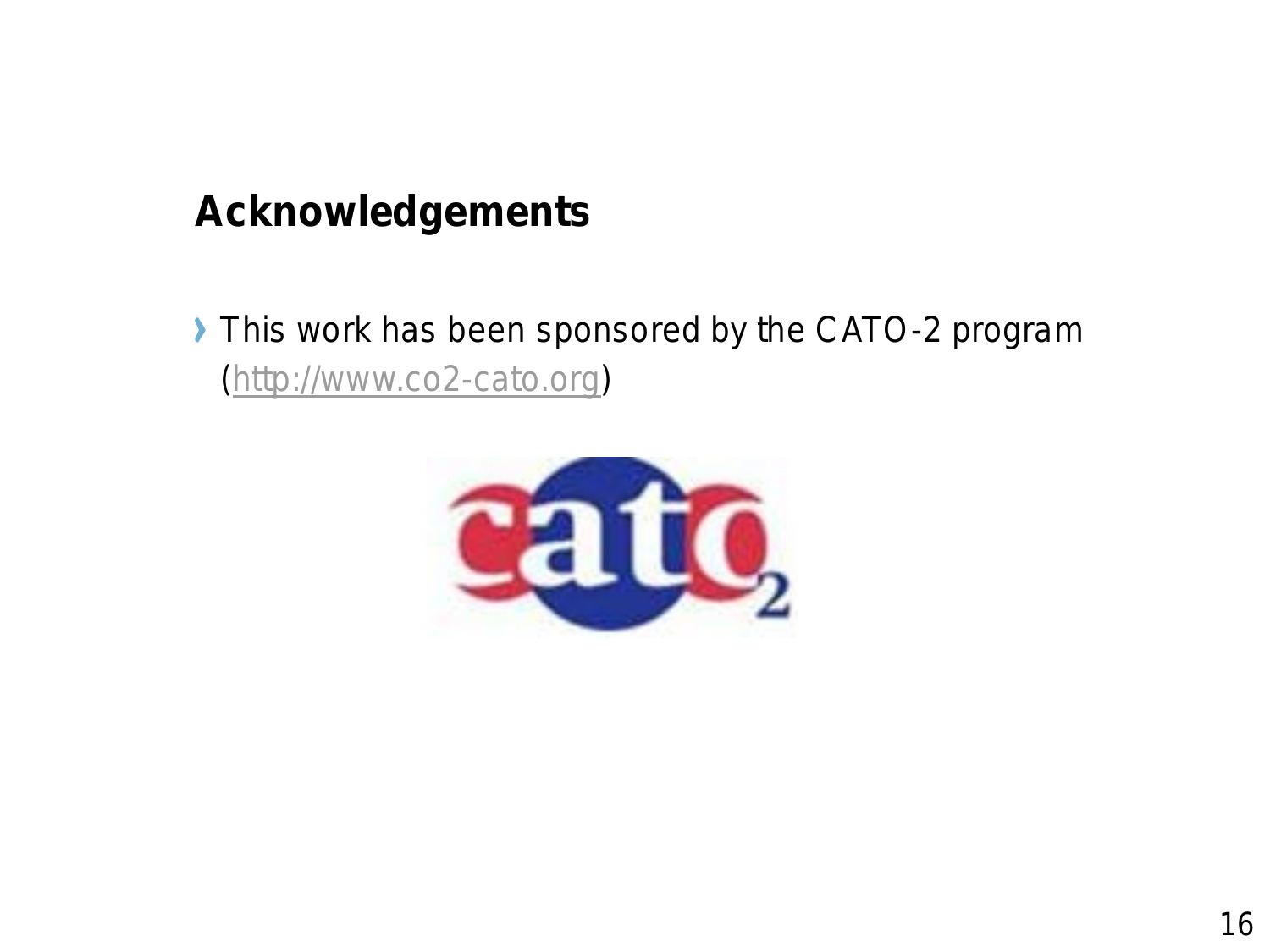## Acknowledgements

- This work has been sponsored by the CATO-2 program (http://www.co2-cato.org)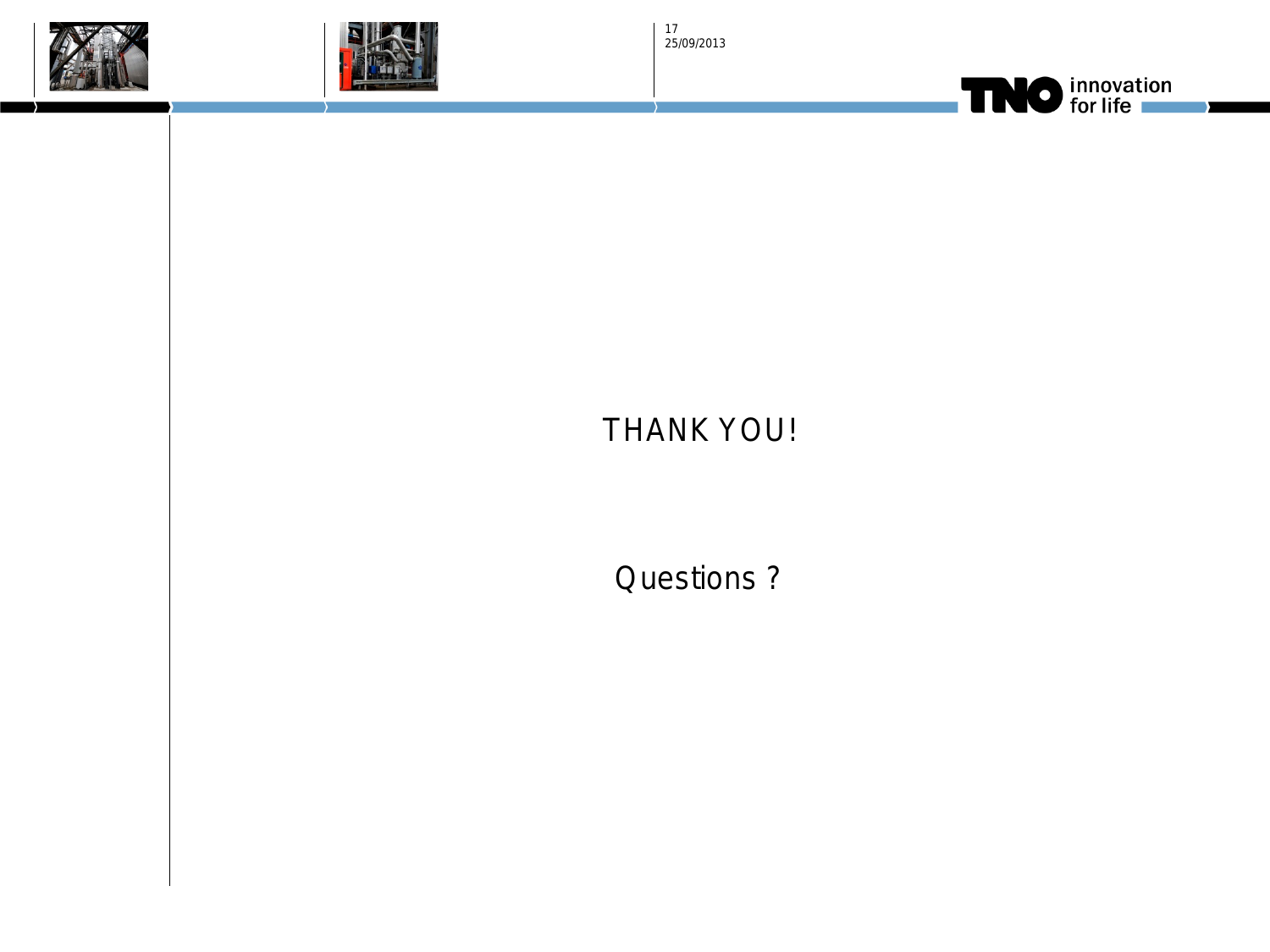THANK YOU!

Questions ?